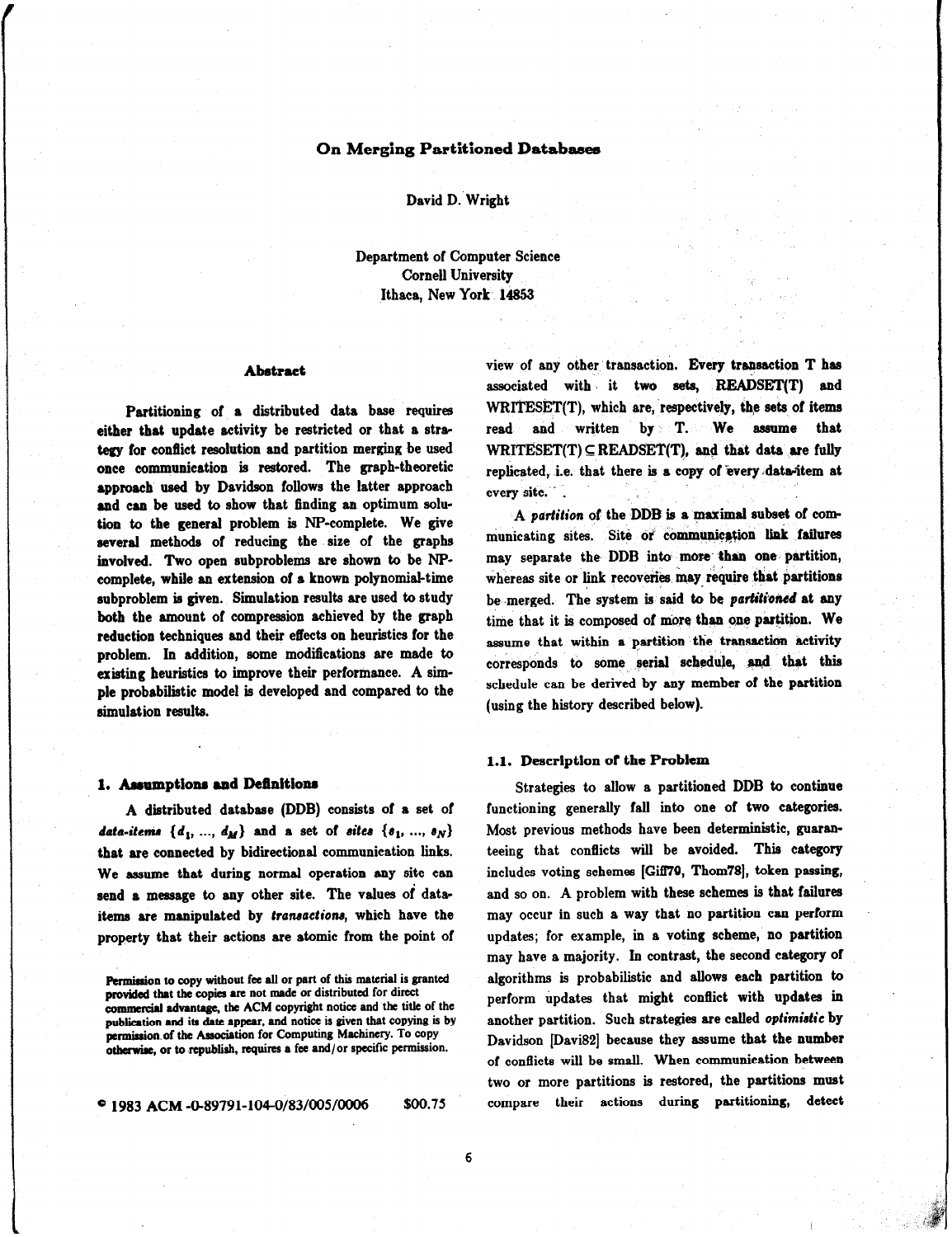# On Merging Partitioned Databases

David D. Wright

Department of Computer Science
Cornell University
Ithaca, New York 14853

## Abstract

Partitioning of a distributed data base requires either that update activity be restricted or that a strategy for conflict resolution and partition merging be used once communication is restored. The graph-theoretic approach used by Davidson follows the latter approach and can be used to show that finding an optimum solution to the general problem is NP-complete. We give several methods of reducing the size of the graphs involved. Two open subproblems are shown to be NP-complete, while an extension of a known polynomial-time subproblem is given. Simulation results are used to study both the amount of compression achieved by the graph reduction techniques and their effects on heuristics for the problem. In addition, some modifications are made to existing heuristics to improve their performance. A simple probabilistic model is developed and compared to the simulation results.

## 1. Assumptions and Definitions

A distributed database (DDB) consists of a set of *data-items* $\{d_1, ..., d_M\}$ and a set of *sites* $\{s_1, ..., s_N\}$ that are connected by bidirectional communication links. We assume that during normal operation any site can send a message to any other site. The values of data-items are manipulated by *transactions*, which have the property that their actions are atomic from the point of view of any other transaction. Every transaction T has associated with it two sets, READSET(T) and WRITESET(T), which are, respectively, the sets of items read and written by T. We assume that WRITESET(T) $\subseteq$ READSET(T), and that data are fully replicated, i.e. that there is a copy of every data-item at every site.

A *partition* of the DDB is a maximal subset of communicating sites. Site or communication link failures may separate the DDB into more than one partition, whereas site or link recoveries may require that partitions be merged. The system is said to be *partitioned* at any time that it is composed of more than one partition. We assume that within a partition the transaction activity corresponds to some serial schedule, and that this schedule can be derived by any member of the partition (using the history described below).

### 1.1. Description of the Problem

Strategies to allow a partitioned DDB to continue functioning generally fall into one of two categories. Most previous methods have been deterministic, guaranteeing that conflicts will be avoided. This category includes voting schemes [Giff79, Thom78], token passing, and so on. A problem with these schemes is that failures may occur in such a way that no partition can perform updates; for example, in a voting scheme, no partition may have a majority. In contrast, the second category of algorithms is probabilistic and allows each partition to perform updates that might conflict with updates in another partition. Such strategies are called *optimistic* by Davidson [Davi82] because they assume that the number of conflicts will be small. When communication between two or more partitions is restored, the partitions must compare their actions during partitioning, detect

Permission to copy without fee all or part of this material is granted provided that the copies are not made or distributed for direct commercial advantage, the ACM copyright notice and the title of the publication and its date appear, and notice is given that copying is by permission of the Association for Computing Machinery. To copy otherwise, or to republish, requires a fee and/or specific permission.

© 1983 ACM -0-89791-104-0/83/005/0006 $00.75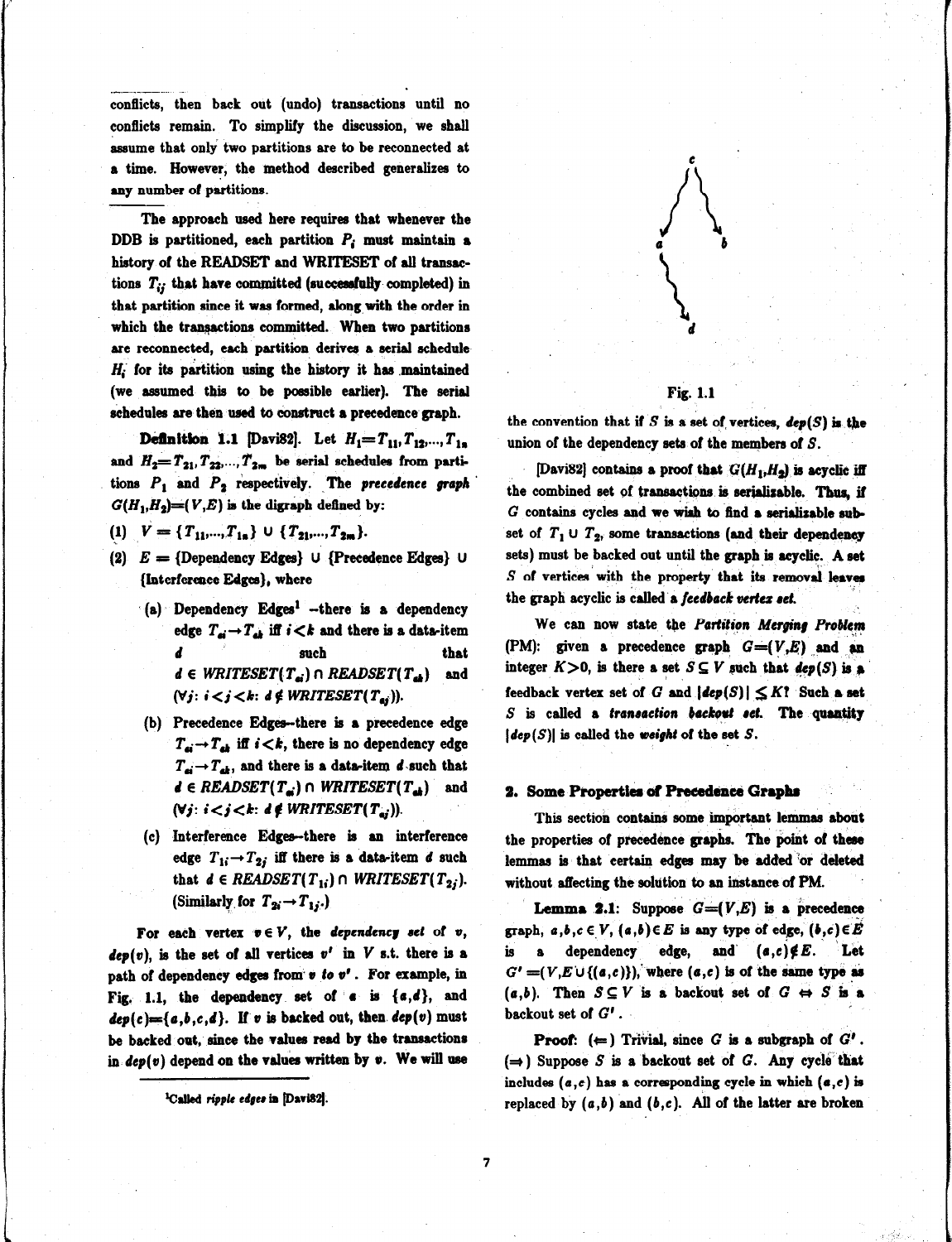conflicts, then back out (undo) transactions until no conflicts remain. To simplify the discussion, we shall assume that only two partitions are to be reconnected at a time. However, the method described generalizes to any number of partitions.

The approach used here requires that whenever the DDB is partitioned, each partition $P_i$ must maintain a history of the READSET and WRITESET of all transactions $T_{ij}$ that have committed (successfully completed) in that partition since it was formed, along with the order in which the transactions committed. When two partitions are reconnected, each partition derives a serial schedule $H_i$ for its partition using the history it has maintained (we assumed this to be possible earlier). The serial schedules are then used to construct a precedence graph.

**Definition 1.1** [Davi82]. Let $H_1 = T_{11}, T_{12}, ..., T_{1n}$ and $H_2 = T_{21}, T_{22}, ..., T_{2m}$ be serial schedules from partitions $P_1$ and $P_2$ respectively. The ***precedence graph*** $G(H_1, H_2) = (V, E)$ is the digraph defined by:

(1) $V = \{T_{11}, ..., T_{1n}\} \cup \{T_{21}, ..., T_{2m}\}$.

(2) $E$ = {Dependency Edges} $\cup$ {Precedence Edges} $\cup$ {Interference Edges}, where

  (a) Dependency Edges[1] --there is a dependency edge $T_{ai} \rightarrow T_{ak}$ iff $i < k$ and there is a data-item $d$ such that $d \in WRITESET(T_{ai}) \cap READSET(T_{ak})$ and $(\forall j: i < j < k: d \notin WRITESET(T_{aj}))$.

  (b) Precedence Edges--there is a precedence edge $T_{ai} \rightarrow T_{ak}$ iff $i < k$, there is no dependency edge $T_{ai} \rightarrow T_{ak}$, and there is a data-item $d$ such that $d \in READSET(T_{ai}) \cap WRITESET(T_{ak})$ and $(\forall j: i < j < k: d \notin WRITESET(T_{aj}))$.

  (c) Interference Edges--there is an interference edge $T_{1i} \rightarrow T_{2j}$ iff there is a data-item $d$ such that $d \in READSET(T_{1i}) \cap WRITESET(T_{2j})$. (Similarly for $T_{2i} \rightarrow T_{1j}$.)

For each vertex $v \in V$, the ***dependency set*** of $v$, $dep(v)$, is the set of all vertices $v'$ in $V$ s.t. there is a path of dependency edges from $v$ to $v'$. For example, in Fig. 1.1, the dependency set of $a$ is $\{a, d\}$, and $dep(c) = \{a, b, c, d\}$. If $v$ is backed out, then $dep(v)$ must be backed out, since the values read by the transactions in $dep(v)$ depend on the values written by $v$. We will use

[1] Called *ripple edges* in [Davi82].

Fig. 1.1

the convention that if $S$ is a set of vertices, $dep(S)$ is the union of the dependency sets of the members of $S$.

[Davi82] contains a proof that $G(H_1, H_2)$ is acyclic iff the combined set of transactions is serializable. Thus, if $G$ contains cycles and we wish to find a serializable subset of $T_1 \cup T_2$, some transactions (and their dependency sets) must be backed out until the graph is acyclic. A set $S$ of vertices with the property that its removal leaves the graph acyclic is called a ***feedback vertex set***.

We can now state the ***Partition Merging Problem*** (PM): given a precedence graph $G = (V, E)$ and an integer $K > 0$, is there a set $S \subseteq V$ such that $dep(S)$ is a feedback vertex set of $G$ and $|dep(S)| \leq K$? Such a set $S$ is called a ***transaction backout set***. The quantity $|dep(S)|$ is called the ***weight*** of the set $S$.

## 2. Some Properties of Precedence Graphs

This section contains some important lemmas about the properties of precedence graphs. The point of these lemmas is that certain edges may be added or deleted without affecting the solution to an instance of PM.

**Lemma 2.1**: Suppose $G = (V, E)$ is a precedence graph, $a, b, c \in V$, $(a, b) \in E$ is any type of edge, $(b, c) \in E$ is a dependency edge, and $(a, c) \notin E$. Let $G' = (V, E \cup \{(a, c)\})$, where $(a, c)$ is of the same type as $(a, b)$. Then $S \subseteq V$ is a backout set of $G \Leftrightarrow S$ is a backout set of $G'$.

**Proof**: ($\Leftarrow$) Trivial, since $G$ is a subgraph of $G'$. ($\Rightarrow$) Suppose $S$ is a backout set of $G$. Any cycle that includes $(a, c)$ has a corresponding cycle in which $(a, c)$ is replaced by $(a, b)$ and $(b, c)$. All of the latter are broken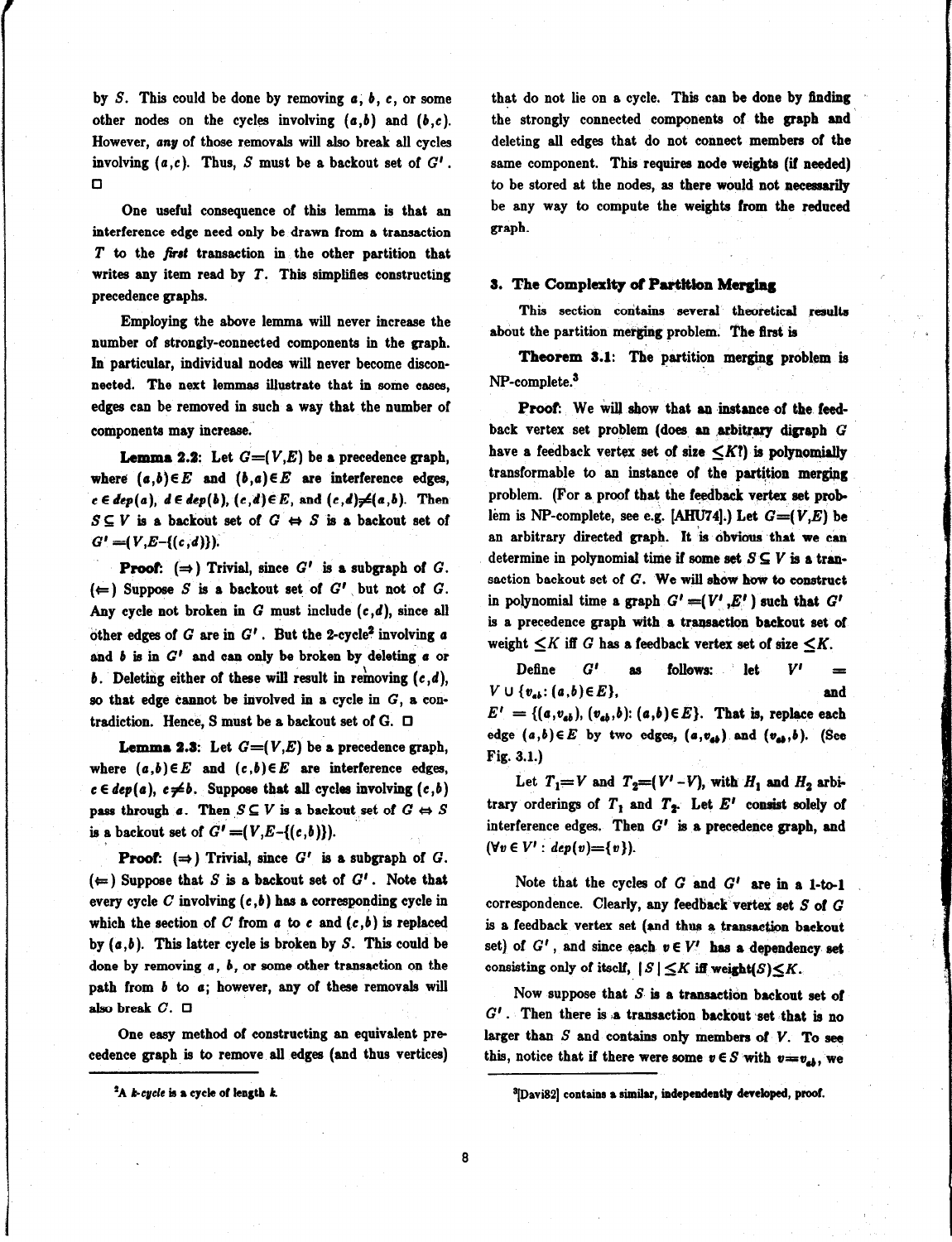by $S$. This could be done by removing $a$, $b$, $c$, or some other nodes on the cycles involving $(a,b)$ and $(b,c)$. However, *any* of those removals will also break all cycles involving $(a,c)$. Thus, $S$ must be a backout set of $G'$. □

One useful consequence of this lemma is that an interference edge need only be drawn from a transaction $T$ to the *first* transaction in the other partition that writes any item read by $T$. This simplifies constructing precedence graphs.

Employing the above lemma will never increase the number of strongly-connected components in the graph. In particular, individual nodes will never become disconnected. The next lemmas illustrate that in some cases, edges can be removed in such a way that the number of components may increase.

**Lemma 2.2**: Let $G=(V,E)$ be a precedence graph, where $(a,b)\in E$ and $(b,a)\in E$ are interference edges, $c\in dep(a)$, $d\in dep(b)$, $(c,d)\in E$, and $(c,d)\neq(a,b)$. Then $S\subseteq V$ is a backout set of $G \Leftrightarrow S$ is a backout set of $G'=(V,E-\{(c,d)\})$.

**Proof**: ($\Rightarrow$) Trivial, since $G'$ is a subgraph of $G$. ($\Leftarrow$) Suppose $S$ is a backout set of $G'$ but not of $G$. Any cycle not broken in $G$ must include $(c,d)$, since all other edges of $G$ are in $G'$. But the 2-cycle[2] involving $a$ and $b$ is in $G'$ and can only be broken by deleting $a$ or $b$. Deleting either of these will result in removing $(c,d)$, so that edge cannot be involved in a cycle in $G$, a contradiction. Hence, S must be a backout set of G. □

**Lemma 2.3**: Let $G=(V,E)$ be a precedence graph, where $(a,b)\in E$ and $(c,b)\in E$ are interference edges, $c\in dep(a)$, $c\neq b$. Suppose that all cycles involving $(c,b)$ pass through $a$. Then $S\subseteq V$ is a backout set of $G \Leftrightarrow S$ is a backout set of $G'=(V,E-\{(c,b)\})$.

**Proof**: ($\Rightarrow$) Trivial, since $G'$ is a subgraph of $G$. ($\Leftarrow$) Suppose that $S$ is a backout set of $G'$. Note that every cycle $C$ involving $(c,b)$ has a corresponding cycle in which the section of $C$ from $a$ to $c$ and $(c,b)$ is replaced by $(a,b)$. This latter cycle is broken by $S$. This could be done by removing $a$, $b$, or some other transaction on the path from $b$ to $a$; however, any of these removals will also break $C$. □

One easy method of constructing an equivalent precedence graph is to remove all edges (and thus vertices) that do not lie on a cycle. This can be done by finding the strongly connected components of the graph and deleting all edges that do not connect members of the same component. This requires node weights (if needed) to be stored at the nodes, as there would not necessarily be any way to compute the weights from the reduced graph.

## 3. The Complexity of Partition Merging

This section contains several theoretical results about the partition merging problem. The first is

**Theorem 3.1**: The partition merging problem is NP-complete.[3]

**Proof**: We will show that an instance of the feedback vertex set problem (does an arbitrary digraph $G$ have a feedback vertex set of size $\leq K$?) is polynomially transformable to an instance of the partition merging problem. (For a proof that the feedback vertex set problem is NP-complete, see e.g. [AHU74].) Let $G=(V,E)$ be an arbitrary directed graph. It is obvious that we can determine in polynomial time if some set $S\subseteq V$ is a transaction backout set of $G$. We will show how to construct in polynomial time a graph $G'=(V',E')$ such that $G'$ is a precedence graph with a transaction backout set of weight $\leq K$ iff $G$ has a feedback vertex set of size $\leq K$.

Define $G'$ as follows: let $V' = V\cup\{v_{ab}: (a,b)\in E\}$, and $E' = \{(a,v_{ab}), (v_{ab},b): (a,b)\in E\}$. That is, replace each edge $(a,b)\in E$ by two edges, $(a,v_{ab})$ and $(v_{ab},b)$. (See Fig. 3.1.)

Let $T_1=V$ and $T_2=(V'-V)$, with $H_1$ and $H_2$ arbitrary orderings of $T_1$ and $T_2$. Let $E'$ consist solely of interference edges. Then $G'$ is a precedence graph, and $(\forall v\in V': dep(v)=\{v\})$.

Note that the cycles of $G$ and $G'$ are in a 1-to-1 correspondence. Clearly, any feedback vertex set $S$ of $G$ is a feedback vertex set (and thus a transaction backout set) of $G'$, and since each $v\in V'$ has a dependency set consisting only of itself, $|S|\leq K$ iff weight$(S)\leq K$.

Now suppose that $S$ is a transaction backout set of $G'$. Then there is a transaction backout set that is no larger than $S$ and contains only members of $V$. To see this, notice that if there were some $v\in S$ with $v=v_{ab}$, we

[2] A *k-cycle* is a cycle of length $k$.

[3] [Davi82] contains a similar, independently developed, proof.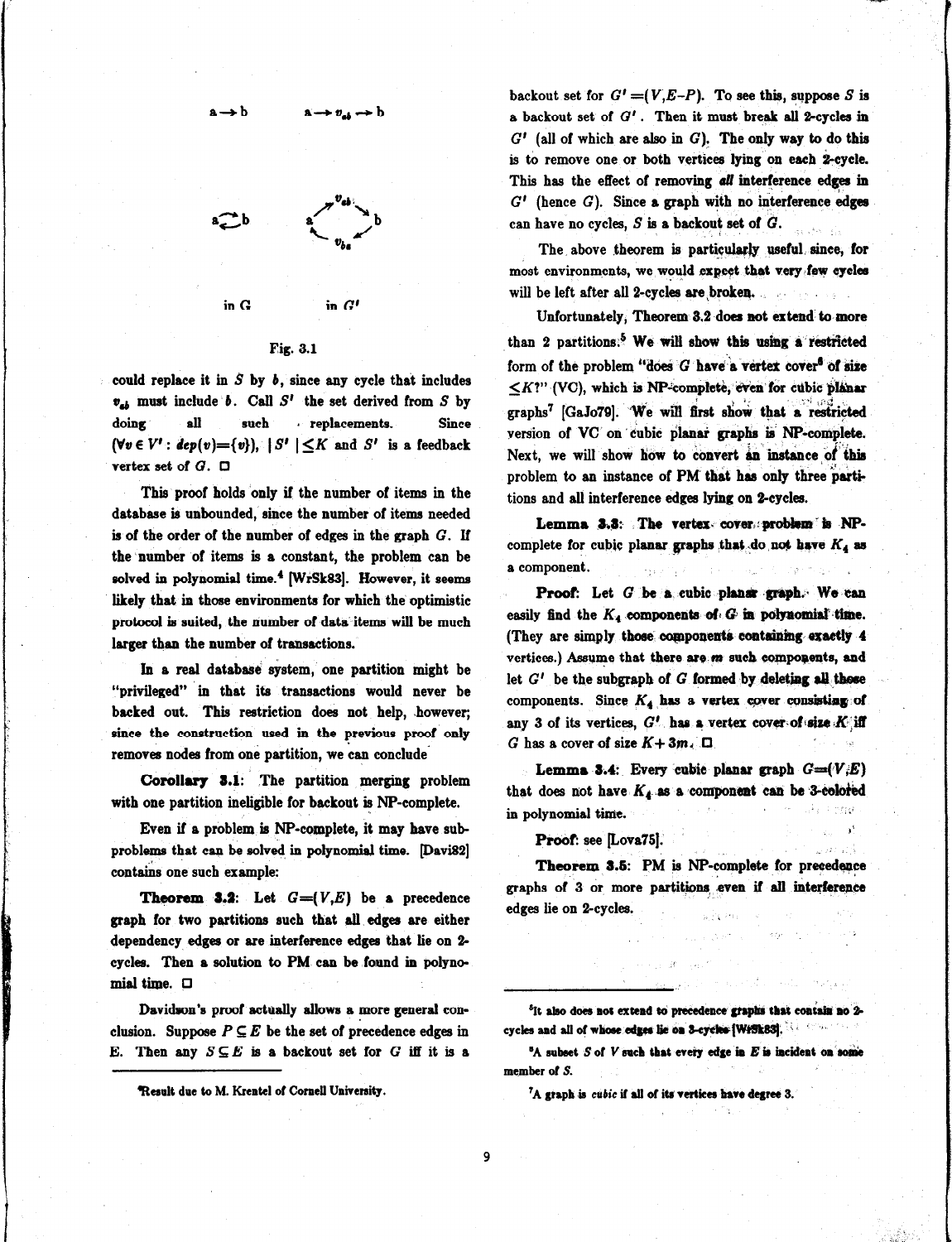a → b  a → $v_{ab}$ → b

a ⇄ b  a → $v_{ab}$ → b → $v_{ba}$ → a

in G  in $G'$

Fig. 3.1

could replace it in $S$ by $b$, since any cycle that includes $v_{ab}$ must include $b$. Call $S'$ the set derived from $S$ by doing all such replacements. Since $(\forall v \in V': dep(v)=\{v\})$, $|S'| \leq K$ and $S'$ is a feedback vertex set of $G$. □

This proof holds only if the number of items in the database is unbounded, since the number of items needed is of the order of the number of edges in the graph $G$. If the number of items is a constant, the problem can be solved in polynomial time.[4] [WrSk83]. However, it seems likely that in those environments for which the optimistic protocol is suited, the number of data items will be much larger than the number of transactions.

In a real database system, one partition might be "privileged" in that its transactions would never be backed out. This restriction does not help, however; since the construction used in the previous proof only removes nodes from one partition, we can conclude

**Corollary 3.1**: The partition merging problem with one partition ineligible for backout is NP-complete.

Even if a problem is NP-complete, it may have subproblems that can be solved in polynomial time. [Davi82] contains one such example:

**Theorem 3.2**: Let $G=(V,E)$ be a precedence graph for two partitions such that all edges are either dependency edges or are interference edges that lie on 2-cycles. Then a solution to PM can be found in polynomial time. □

Davidson's proof actually allows a more general conclusion. Suppose $P \subseteq E$ be the set of precedence edges in E. Then any $S \subseteq E$ is a backout set for $G$ iff it is a backout set for $G'=(V,E-P)$. To see this, suppose $S$ is a backout set of $G'$. Then it must break all 2-cycles in $G'$ (all of which are also in $G$). The only way to do this is to remove one or both vertices lying on each 2-cycle. This has the effect of removing *all* interference edges in $G'$ (hence $G$). Since a graph with no interference edges can have no cycles, $S$ is a backout set of $G$.

The above theorem is particularly useful since, for most environments, we would expect that very few cycles will be left after all 2-cycles are broken.

Unfortunately, Theorem 3.2 does not extend to more than 2 partitions.[5] We will show this using a restricted form of the problem "does $G$ have a vertex cover[6] of size $\leq K$?" (VC), which is NP-complete, even for cubic planar graphs[7] [GaJo79]. We will first show that a restricted version of VC on cubic planar graphs is NP-complete. Next, we will show how to convert an instance of this problem to an instance of PM that has only three partitions and all interference edges lying on 2-cycles.

**Lemma 3.3**: The vertex cover problem is NP-complete for cubic planar graphs that do not have $K_4$ as a component.

**Proof**: Let $G$ be a cubic planar graph. We can easily find the $K_4$ components of $G$ in polynomial time. (They are simply those components containing exactly 4 vertices.) Assume that there are $m$ such components, and let $G'$ be the subgraph of $G$ formed by deleting all these components. Since $K_4$ has a vertex cover consisting of any 3 of its vertices, $G'$ has a vertex cover of size $K$ iff $G$ has a cover of size $K+3m$. □

**Lemma 3.4**: Every cubic planar graph $G=(V,E)$ that does not have $K_4$ as a component can be 3-colored in polynomial time.

**Proof**: see [Lova75].

**Theorem 3.5**: PM is NP-complete for precedence graphs of 3 or more partitions even if all interference edges lie on 2-cycles.

---

[4] Result due to M. Krentel of Cornell University.

[5] It also does not extend to precedence graphs that contain no 2-cycles and all of whose edges lie on 3-cycles [WrSk83].

[6] A subset $S$ of $V$ such that every edge in $E$ is incident on some member of $S$.

[7] A graph is *cubic* if all of its vertices have degree 3.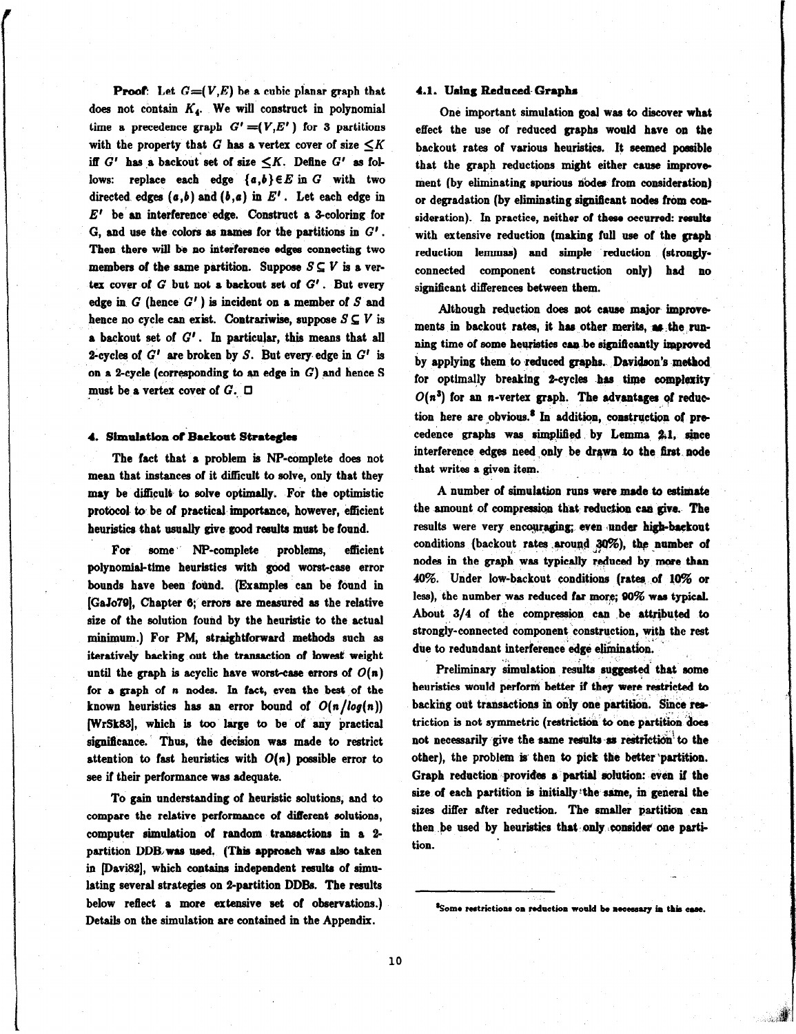**Proof:** Let $G=(V,E)$ be a cubic planar graph that does not contain $K_4$. We will construct in polynomial time a precedence graph $G'=(V,E')$ for 3 partitions with the property that $G$ has a vertex cover of size $\leq K$ iff $G'$ has a backout set of size $\leq K$. Define $G'$ as follows: replace each edge $\{a,b\} \in E$ in $G$ with two directed edges $(a,b)$ and $(b,a)$ in $E'$. Let each edge in $E'$ be an interference edge. Construct a 3-coloring for G, and use the colors as names for the partitions in $G'$. Then there will be no interference edges connecting two members of the same partition. Suppose $S \subseteq V$ is a vertex cover of $G$ but not a backout set of $G'$. But every edge in $G$ (hence $G'$) is incident on a member of $S$ and hence no cycle can exist. Contrariwise, suppose $S \subseteq V$ is a backout set of $G'$. In particular, this means that all 2-cycles of $G'$ are broken by $S$. But every edge in $G'$ is on a 2-cycle (corresponding to an edge in $G$) and hence S must be a vertex cover of $G$. □

## 4. Simulation of Backout Strategies

The fact that a problem is NP-complete does not mean that instances of it difficult to solve, only that they may be difficult to solve optimally. For the optimistic protocol to be of practical importance, however, efficient heuristics that usually give good results must be found.

For some NP-complete problems, efficient polynomial-time heuristics with good worst-case error bounds have been found. (Examples can be found in [GaJo79], Chapter 6; errors are measured as the relative size of the solution found by the heuristic to the actual minimum.) For PM, straightforward methods such as iteratively backing out the transaction of lowest weight until the graph is acyclic have worst-case errors of $O(n)$ for a graph of $n$ nodes. In fact, even the best of the known heuristics has an error bound of $O(n/log(n))$ [WrSk83], which is too large to be of any practical significance. Thus, the decision was made to restrict attention to fast heuristics with $O(n)$ possible error to see if their performance was adequate.

To gain understanding of heuristic solutions, and to compare the relative performance of different solutions, computer simulation of random transactions in a 2-partition DDB was used. (This approach was also taken in [Davi82], which contains independent results of simulating several strategies on 2-partition DDBs. The results below reflect a more extensive set of observations.) Details on the simulation are contained in the Appendix.

### 4.1. Using Reduced Graphs

One important simulation goal was to discover what effect the use of reduced graphs would have on the backout rates of various heuristics. It seemed possible that the graph reductions might either cause improvement (by eliminating spurious nodes from consideration) or degradation (by eliminating significant nodes from consideration). In practice, neither of these occurred: results with extensive reduction (making full use of the graph reduction lemmas) and simple reduction (strongly-connected component construction only) had no significant differences between them.

Although reduction does not cause major improvements in backout rates, it has other merits, as the running time of some heuristics can be significantly improved by applying them to reduced graphs. Davidson's method for optimally breaking 2-cycles has time complexity $O(n^3)$ for an $n$-vertex graph. The advantages of reduction here are obvious.[8] In addition, construction of precedence graphs was simplified by Lemma 2.1, since interference edges need only be drawn to the first node that writes a given item.

A number of simulation runs were made to estimate the amount of compression that reduction can give. The results were very encouraging; even under high-backout conditions (backout rates around 30%), the number of nodes in the graph was typically reduced by more than 40%. Under low-backout conditions (rates of 10% or less), the number was reduced far more; 90% was typical. About 3/4 of the compression can be attributed to strongly-connected component construction, with the rest due to redundant interference edge elimination.

Preliminary simulation results suggested that some heuristics would perform better if they were restricted to backing out transactions in only one partition. Since restriction is not symmetric (restriction to one partition does not necessarily give the same results as restriction to the other), the problem is then to pick the better partition. Graph reduction provides a partial solution: even if the size of each partition is initially the same, in general the sizes differ after reduction. The smaller partition can then be used by heuristics that only consider one partition.

---

[8] Some restrictions on reduction would be necessary in this case.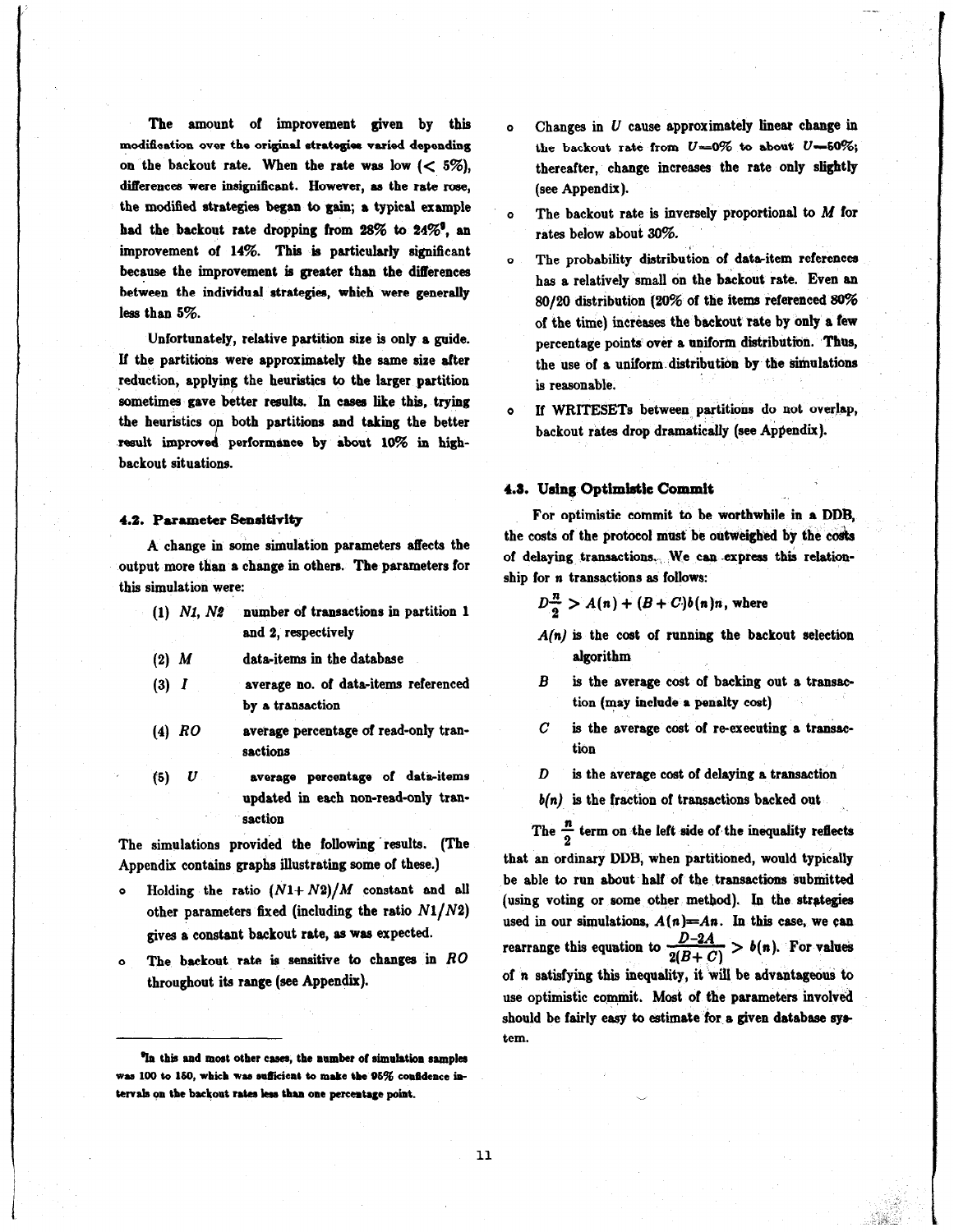The amount of improvement given by this modification over the original strategies varied depending on the backout rate. When the rate was low ($< 5\%$), differences were insignificant. However, as the rate rose, the modified strategies began to gain; a typical example had the backout rate dropping from 28% to 24%[9], an improvement of 14%. This is particularly significant because the improvement is greater than the differences between the individual strategies, which were generally less than 5%.

Unfortunately, relative partition size is only a guide. If the partitions were approximately the same size after reduction, applying the heuristics to the larger partition sometimes gave better results. In cases like this, trying the heuristics on both partitions and taking the better result improved performance by about 10% in high-backout situations.

### 4.2. Parameter Sensitivity

A change in some simulation parameters affects the output more than a change in others. The parameters for this simulation were:

(1) $N1$, $N2$ — number of transactions in partition 1 and 2, respectively

(2) $M$ — data-items in the database

(3) $I$ — average no. of data-items referenced by a transaction

(4) $RO$ — average percentage of read-only transactions

(5) $U$ — average percentage of data-items updated in each non-read-only transaction

The simulations provided the following results. (The Appendix contains graphs illustrating some of these.)

- Holding the ratio $(N1+N2)/M$ constant and all other parameters fixed (including the ratio $N1/N2$) gives a constant backout rate, as was expected.
- The backout rate is sensitive to changes in $RO$ throughout its range (see Appendix).
- Changes in $U$ cause approximately linear change in the backout rate from $U$=0% to about $U$=60%; thereafter, change increases the rate only slightly (see Appendix).
- The backout rate is inversely proportional to $M$ for rates below about 30%.
- The probability distribution of data-item references has a relatively small on the backout rate. Even an 80/20 distribution (20% of the items referenced 80% of the time) increases the backout rate by only a few percentage points over a uniform distribution. Thus, the use of a uniform distribution by the simulations is reasonable.
- If WRITESETs between partitions do not overlap, backout rates drop dramatically (see Appendix).

### 4.3. Using Optimistic Commit

For optimistic commit to be worthwhile in a DDB, the costs of the protocol must be outweighed by the costs of delaying transactions. We can express this relationship for $n$ transactions as follows:

$$D\frac{n}{2} > A(n) + (B+C)b(n)n, \text{ where}$$

$A(n)$ is the cost of running the backout selection algorithm

$B$ is the average cost of backing out a transaction (may include a penalty cost)

$C$ is the average cost of re-executing a transaction

$D$ is the average cost of delaying a transaction

$b(n)$ is the fraction of transactions backed out

The $\frac{n}{2}$ term on the left side of the inequality reflects that an ordinary DDB, when partitioned, would typically be able to run about half of the transactions submitted (using voting or some other method). In the strategies used in our simulations, $A(n)=An$. In this case, we can rearrange this equation to $\frac{D-2A}{2(B+C)} > b(n)$. For values of $n$ satisfying this inequality, it will be advantageous to use optimistic commit. Most of the parameters involved should be fairly easy to estimate for a given database system.

---

[9] In this and most other cases, the number of simulation samples was 100 to 150, which was sufficient to make the 95% confidence intervals on the backout rates less than one percentage point.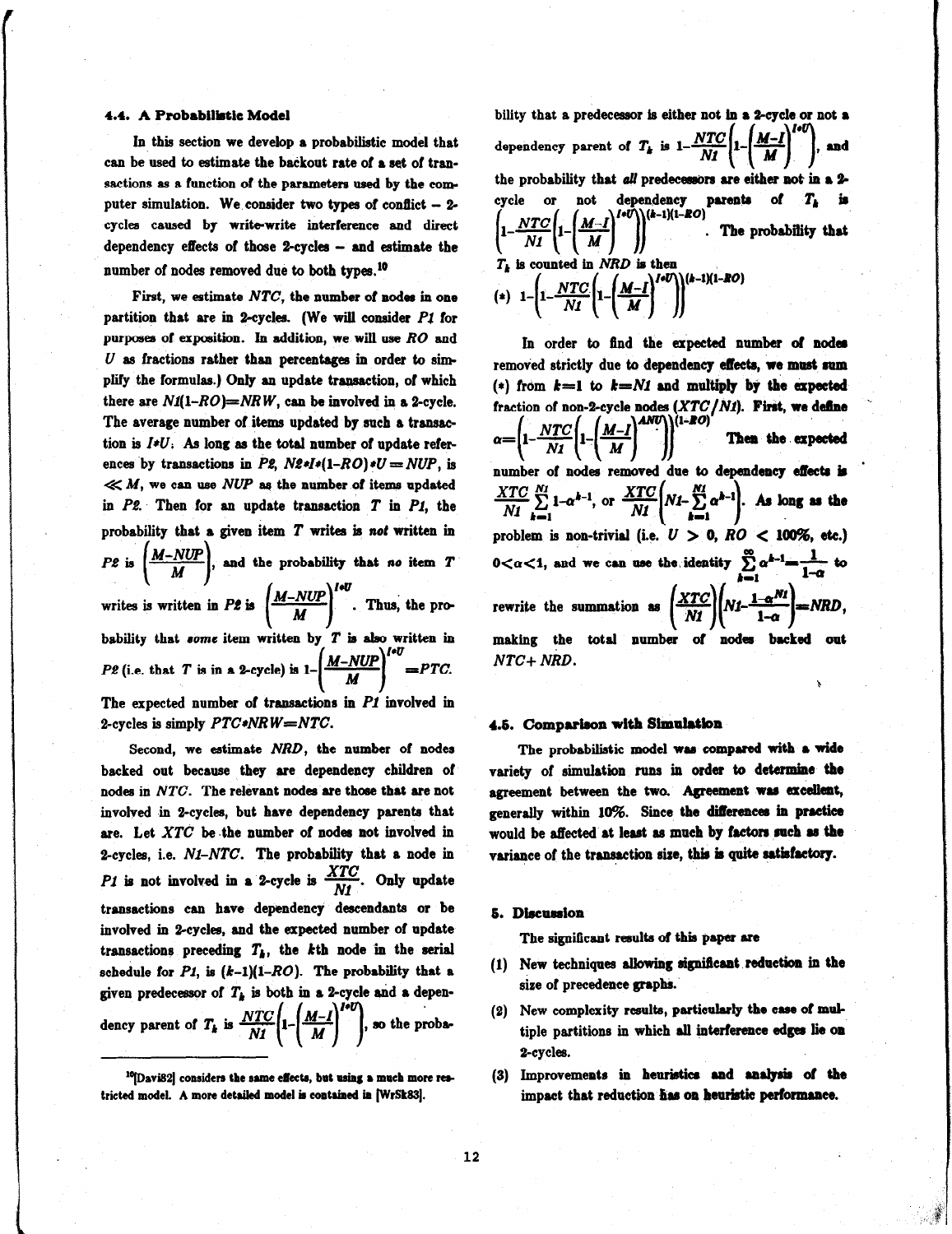### 4.4. A Probabilistic Model

In this section we develop a probabilistic model that can be used to estimate the backout rate of a set of transactions as a function of the parameters used by the computer simulation. We consider two types of conflict – 2-cycles caused by write-write interference and direct dependency effects of those 2-cycles – and estimate the number of nodes removed due to both types.[10]

First, we estimate $NTC$, the number of nodes in one partition that are in 2-cycles. (We will consider $P1$ for purposes of exposition. In addition, we will use $RO$ and $U$ as fractions rather than percentages in order to simplify the formulas.) Only an update transaction, of which there are $N1(1-RO)=NRW$, can be involved in a 2-cycle. The average number of items updated by such a transaction is $I*U$. As long as the total number of update references by transactions in $P2$, $N2*I*(1-RO)*U=NUP$, is $\ll M$, we can use $NUP$ as the number of items updated in $P2$. Then for an update transaction $T$ in $P1$, the probability that a given item $T$ writes is *not* written in $P2$ is $\left(\frac{M-NUP}{M}\right)$, and the probability that *no* item $T$ writes is written in $P2$ is $\left(\frac{M-NUP}{M}\right)^{I*U}$. Thus, the probability that *some* item written by $T$ is also written in $P2$ (i.e. that $T$ is in a 2-cycle) is $1-\left(\frac{M-NUP}{M}\right)^{I*U}=PTC$. The expected number of transactions in $P1$ involved in 2-cycles is simply $PTC*NRW=NTC$.

Second, we estimate $NRD$, the number of nodes backed out because they are dependency children of nodes in $NTC$. The relevant nodes are those that are not involved in 2-cycles, but have dependency parents that are. Let $XTC$ be the number of nodes not involved in 2-cycles, i.e. $N1-NTC$. The probability that a node in $P1$ is not involved in a 2-cycle is $\frac{XTC}{N1}$. Only update transactions can have dependency descendants or be involved in 2-cycles, and the expected number of update transactions preceding $T_k$, the $k$th node in the serial schedule for $P1$, is $(k-1)(1-RO)$. The probability that a given predecessor of $T_k$ is both in a 2-cycle and a dependency parent of $T_k$ is $\frac{NTC}{N1}\left(1-\left(\frac{M-I}{M}\right)^{I*U}\right)$, so the probability that a predecessor is either not in a 2-cycle or not a dependency parent of $T_k$ is $1-\frac{NTC}{N1}\left(1-\left(\frac{M-I}{M}\right)^{I*U}\right)$, and the probability that *all* predecessors are either not in a 2-cycle or not dependency parents of $T_k$ is $\left(1-\frac{NTC}{N1}\left(1-\left(\frac{M-I}{M}\right)^{I*U}\right)\right)^{(k-1)(1-RO)}$. The probability that $T_k$ is counted in $NRD$ is then

$$(*)\quad 1-\left(1-\frac{NTC}{N1}\left(1-\left(\frac{M-I}{M}\right)^{I*U}\right)\right)^{(k-1)(1-RO)}$$

In order to find the expected number of nodes removed strictly due to dependency effects, we must sum (*) from $k=1$ to $k=N1$ and multiply by the expected fraction of non-2-cycle nodes ($XTC/N1$). First, we define $\alpha=\left(1-\frac{NTC}{N1}\left(1-\left(\frac{M-I}{M}\right)^{ANU}\right)\right)^{(1-RO)}$. Then the expected number of nodes removed due to dependency effects is $\frac{XTC}{N1}\sum_{k=1}^{N1}1-\alpha^{k-1}$, or $\frac{XTC}{N1}\left(N1-\sum_{k=1}^{N1}\alpha^{k-1}\right)$. As long as the problem is non-trivial (i.e. $U>0$, $RO<100\%$, etc.) $0<\alpha<1$, and we can use the identity $\sum_{k=1}^{\infty}\alpha^{k-1}=\frac{1}{1-\alpha}$ to rewrite the summation as $\left(\frac{XTC}{N1}\right)\left(N1-\frac{1-\alpha^{N1}}{1-\alpha}\right)=NRD$, making the total number of nodes backed out $NTC+NRD$.

### 4.5. Comparison with Simulation

The probabilistic model was compared with a wide variety of simulation runs in order to determine the agreement between the two. Agreement was excellent, generally within 10%. Since the differences in practice would be affected at least as much by factors such as the variance of the transaction size, this is quite satisfactory.

## 5. Discussion

The significant results of this paper are

1. New techniques allowing significant reduction in the size of precedence graphs.
2. New complexity results, particularly the case of multiple partitions in which all interference edges lie on 2-cycles.
3. Improvements in heuristics and analysis of the impact that reduction has on heuristic performance.

[10] [Davi82] considers the same effects, but using a much more restricted model. A more detailed model is contained in [WrSk83].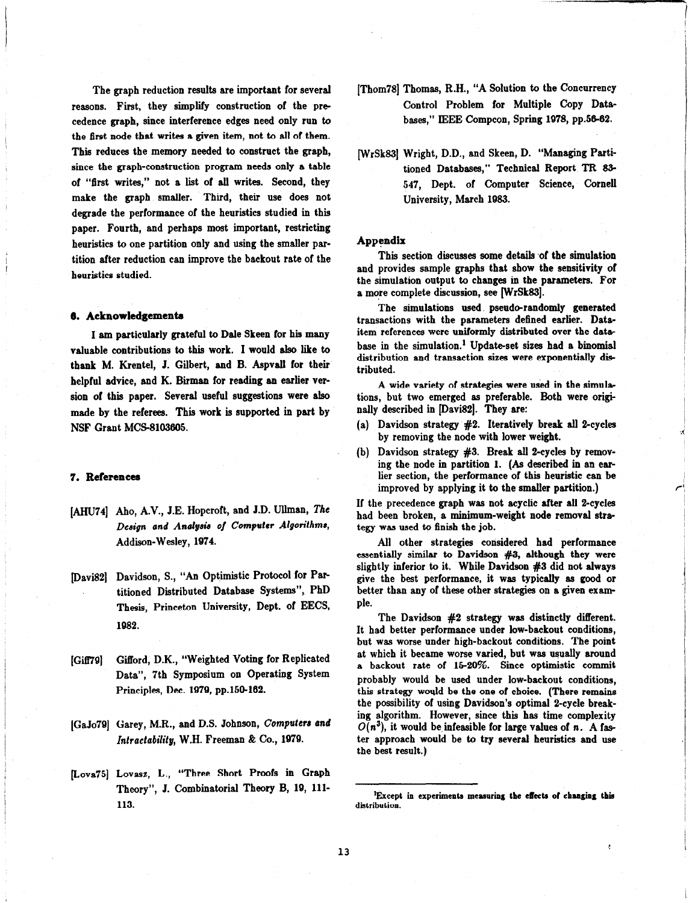The graph reduction results are important for several reasons. First, they simplify construction of the precedence graph, since interference edges need only run to the first node that writes a given item, not to all of them. This reduces the memory needed to construct the graph, since the graph-construction program needs only a table of "first writes," not a list of all writes. Second, they make the graph smaller. Third, their use does not degrade the performance of the heuristics studied in this paper. Fourth, and perhaps most important, restricting heuristics to one partition only and using the smaller partition after reduction can improve the backout rate of the heuristics studied.

## 6. Acknowledgements

I am particularly grateful to Dale Skeen for his many valuable contributions to this work. I would also like to thank M. Krentel, J. Gilbert, and B. Aspvall for their helpful advice, and K. Birman for reading an earlier version of this paper. Several useful suggestions were also made by the referees. This work is supported in part by NSF Grant MCS-8103605.

## 7. References

[AHU74] Aho, A.V., J.E. Hopcroft, and J.D. Ullman, *The Design and Analysis of Computer Algorithms*, Addison-Wesley, 1974.

[Davi82] Davidson, S., "An Optimistic Protocol for Partitioned Distributed Database Systems", PhD Thesis, Princeton University, Dept. of EECS, 1982.

[Giff79] Gifford, D.K., "Weighted Voting for Replicated Data", 7th Symposium on Operating System Principles, Dec. 1979, pp.150-162.

[GaJo79] Garey, M.R., and D.S. Johnson, *Computers and Intractability*, W.H. Freeman & Co., 1979.

[Lova75] Lovasz, L., "Three Short Proofs in Graph Theory", J. Combinatorial Theory B, 19, 111-113.

[Thom78] Thomas, R.H., "A Solution to the Concurrency Control Problem for Multiple Copy Databases," IEEE Compcon, Spring 1978, pp.56-62.

[WrSk83] Wright, D.D., and Skeen, D. "Managing Partitioned Databases," Technical Report TR 83-547, Dept. of Computer Science, Cornell University, March 1983.

## Appendix

This section discusses some details of the simulation and provides sample graphs that show the sensitivity of the simulation output to changes in the parameters. For a more complete discussion, see [WrSk83].

The simulations used pseudo-randomly generated transactions with the parameters defined earlier. Data-item references were uniformly distributed over the database in the simulation.[1] Update-set sizes had a binomial distribution and transaction sizes were exponentially distributed.

A wide variety of strategies were used in the simulations, but two emerged as preferable. Both were originally described in [Davi82]. They are:

(a) Davidson strategy #2. Iteratively break all 2-cycles by removing the node with lower weight.

(b) Davidson strategy #3. Break all 2-cycles by removing the node in partition 1. (As described in an earlier section, the performance of this heuristic can be improved by applying it to the smaller partition.)

If the precedence graph was not acyclic after all 2-cycles had been broken, a minimum-weight node removal strategy was used to finish the job.

All other strategies considered had performance essentially similar to Davidson #3, although they were slightly inferior to it. While Davidson #3 did not always give the best performance, it was typically as good or better than any of these other strategies on a given example.

The Davidson #2 strategy was distinctly different. It had better performance under low-backout conditions, but was worse under high-backout conditions. The point at which it became worse varied, but was usually around a backout rate of 15-20%. Since optimistic commit probably would be used under low-backout conditions, this strategy would be the one of choice. (There remains the possibility of using Davidson's optimal 2-cycle breaking algorithm. However, since this has time complexity $O(n^3)$, it would be infeasible for large values of $n$. A faster approach would be to try several heuristics and use the best result.)

[1] Except in experiments measuring the effects of changing this distribution.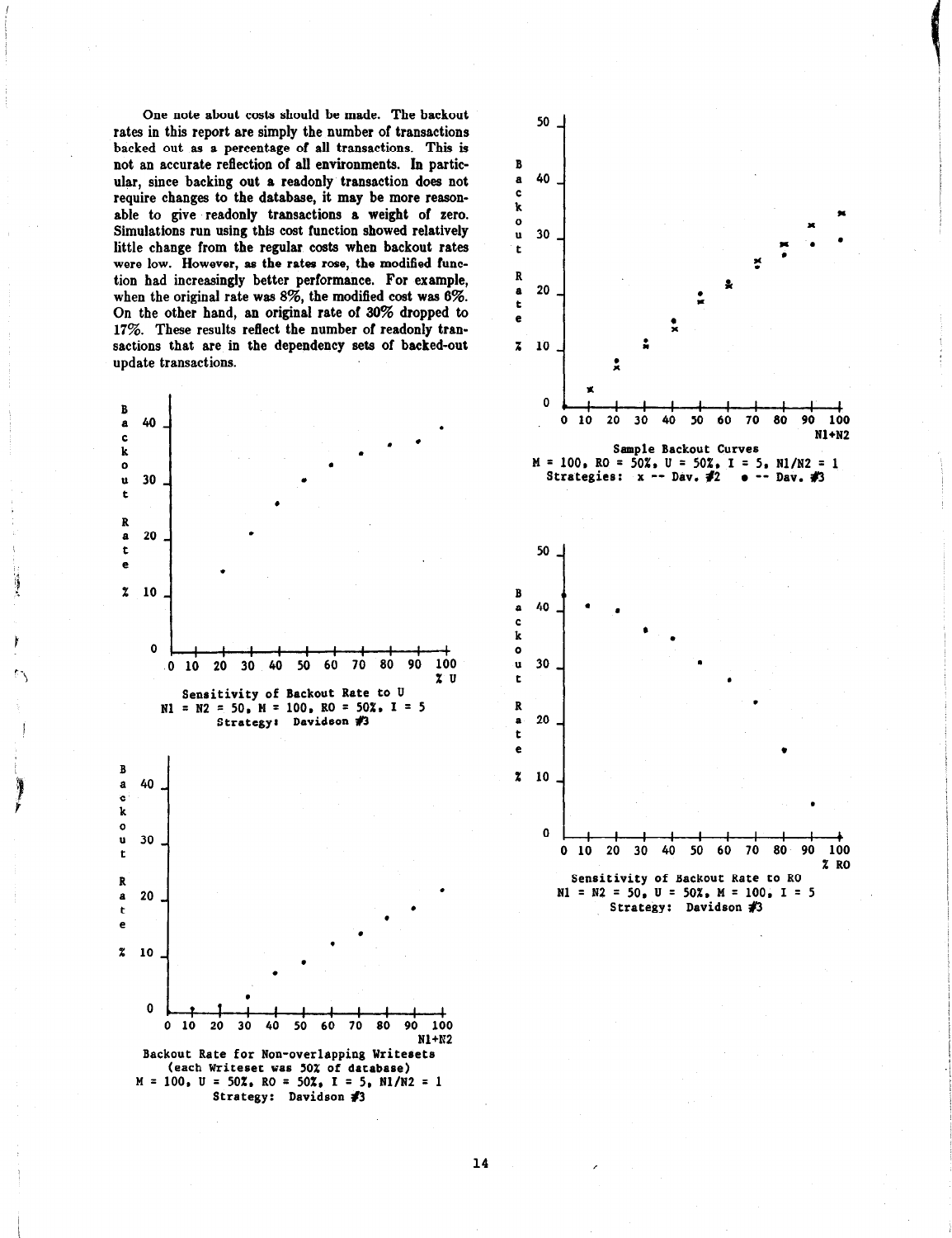One note about costs should be made. The backout rates in this report are simply the number of transactions backed out as a percentage of all transactions. This is not an accurate reflection of all environments. In particular, since backing out a readonly transaction does not require changes to the database, it may be more reasonable to give readonly transactions a weight of zero. Simulations run using this cost function showed relatively little change from the regular costs when backout rates were low. However, as the rates rose, the modified function had increasingly better performance. For example, when the original rate was 8%, the modified cost was 6%. On the other hand, an original rate of 30% dropped to 17%. These results reflect the number of readonly transactions that are in the dependency sets of backed-out update transactions.

Backout Rate %

0 10 20 30 40

0 10 20 30 40 50 60 70 80 90 100

% U

Sensitivity of Backout Rate to U

N1 = N2 = 50, M = 100, RO = 50%, I = 5

Strategy: Davidson #3

Backout Rate %

0 10 20 30 40

0 10 20 30 40 50 60 70 80 90 100

N1+N2

Backout Rate for Non-overlapping Writesets

(each Writeset was 50% of database)

M = 100, U = 50%, RO = 50%, I = 5, N1/N2 = 1

Strategy: Davidson #3

Backout Rate %

0 10 20 30 40 50

0 10 20 30 40 50 60 70 80 90 100

N1+N2

Sample Backout Curves

M = 100, RO = 50%, U = 50%, I = 5, N1/N2 = 1

Strategies: x -- Dav. #2 • -- Dav. #3

Backout Rate %

0 10 20 30 40 50

0 10 20 30 40 50 60 70 80 90 100

% RO

Sensitivity of Backout Rate to RO

N1 = N2 = 50, U = 50%, M = 100, I = 5

Strategy: Davidson #3